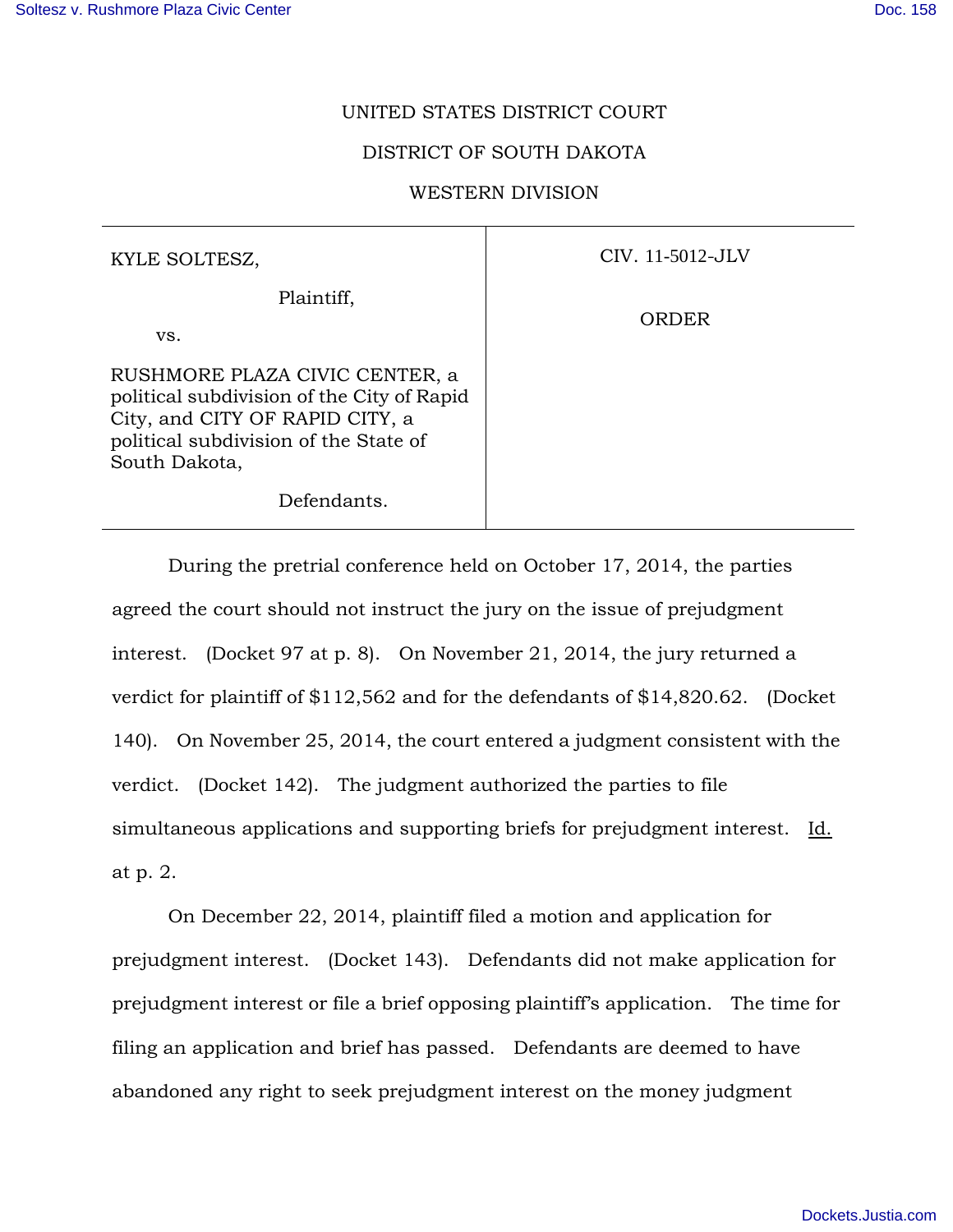UNITED STATES DISTRICT COURT

DISTRICT OF SOUTH DAKOTA

WESTERN DIVISION

| | |
|---|---|
| KYLE SOLTESZ,<br><br>Plaintiff,<br><br>vs.<br><br>RUSHMORE PLAZA CIVIC CENTER, a political subdivision of the City of Rapid City, and CITY OF RAPID CITY, a political subdivision of the State of South Dakota,<br><br>Defendants. | CIV. 11-5012-JLV<br><br>ORDER |

During the pretrial conference held on October 17, 2014, the parties agreed the court should not instruct the jury on the issue of prejudgment interest. (Docket 97 at p. 8). On November 21, 2014, the jury returned a verdict for plaintiff of $112,562 and for the defendants of $14,820.62. (Docket 140). On November 25, 2014, the court entered a judgment consistent with the verdict. (Docket 142). The judgment authorized the parties to file simultaneous applications and supporting briefs for prejudgment interest. Id. at p. 2.

On December 22, 2014, plaintiff filed a motion and application for prejudgment interest. (Docket 143). Defendants did not make application for prejudgment interest or file a brief opposing plaintiff's application. The time for filing an application and brief has passed. Defendants are deemed to have abandoned any right to seek prejudgment interest on the money judgment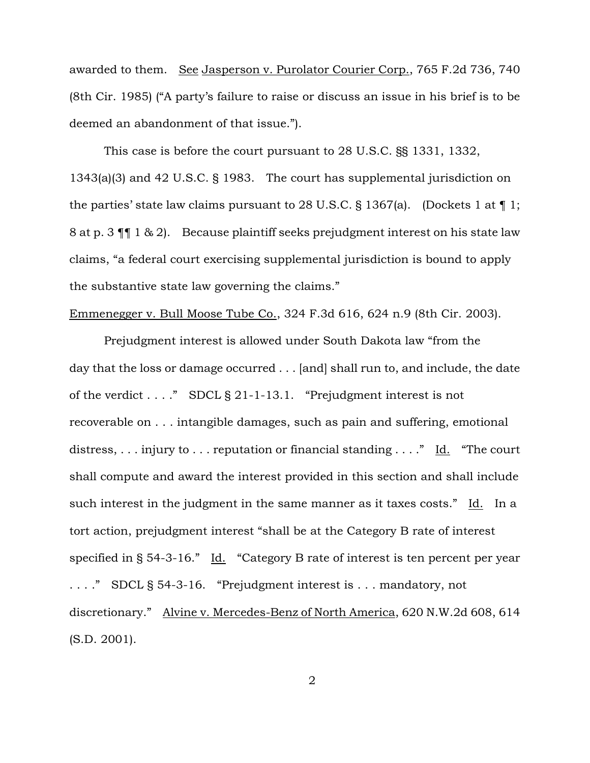awarded to them. See Jasperson v. Purolator Courier Corp., 765 F.2d 736, 740 (8th Cir. 1985) ("A party's failure to raise or discuss an issue in his brief is to be deemed an abandonment of that issue.").

This case is before the court pursuant to 28 U.S.C. §§ 1331, 1332, 1343(a)(3) and 42 U.S.C. § 1983. The court has supplemental jurisdiction on the parties' state law claims pursuant to 28 U.S.C. § 1367(a). (Dockets 1 at ¶ 1; 8 at p. 3 ¶¶ 1 & 2). Because plaintiff seeks prejudgment interest on his state law claims, "a federal court exercising supplemental jurisdiction is bound to apply the substantive state law governing the claims." Emmenegger v. Bull Moose Tube Co., 324 F.3d 616, 624 n.9 (8th Cir. 2003).

Prejudgment interest is allowed under South Dakota law "from the day that the loss or damage occurred . . . [and] shall run to, and include, the date of the verdict . . . ." SDCL § 21-1-13.1. "Prejudgment interest is not recoverable on . . . intangible damages, such as pain and suffering, emotional distress, . . . injury to . . . reputation or financial standing . . . ." Id. "The court shall compute and award the interest provided in this section and shall include such interest in the judgment in the same manner as it taxes costs." Id. In a tort action, prejudgment interest "shall be at the Category B rate of interest specified in § 54-3-16." Id. "Category B rate of interest is ten percent per year . . . ." SDCL § 54-3-16. "Prejudgment interest is . . . mandatory, not discretionary." Alvine v. Mercedes-Benz of North America, 620 N.W.2d 608, 614 (S.D. 2001).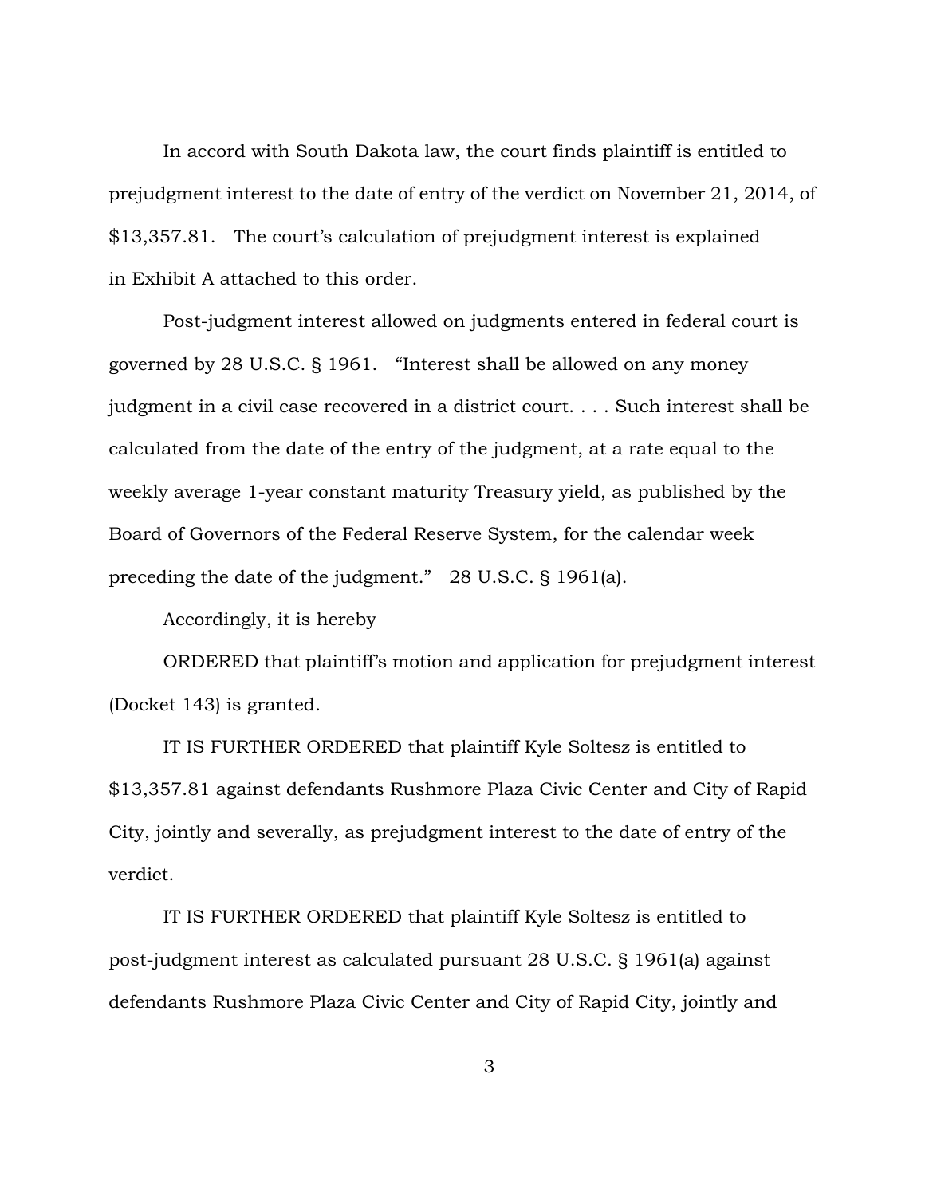In accord with South Dakota law, the court finds plaintiff is entitled to prejudgment interest to the date of entry of the verdict on November 21, 2014, of $13,357.81. The court's calculation of prejudgment interest is explained in Exhibit A attached to this order.

Post-judgment interest allowed on judgments entered in federal court is governed by 28 U.S.C. § 1961. "Interest shall be allowed on any money judgment in a civil case recovered in a district court. . . . Such interest shall be calculated from the date of the entry of the judgment, at a rate equal to the weekly average 1-year constant maturity Treasury yield, as published by the Board of Governors of the Federal Reserve System, for the calendar week preceding the date of the judgment." 28 U.S.C. § 1961(a).

Accordingly, it is hereby

ORDERED that plaintiff's motion and application for prejudgment interest (Docket 143) is granted.

IT IS FURTHER ORDERED that plaintiff Kyle Soltesz is entitled to $13,357.81 against defendants Rushmore Plaza Civic Center and City of Rapid City, jointly and severally, as prejudgment interest to the date of entry of the verdict.

IT IS FURTHER ORDERED that plaintiff Kyle Soltesz is entitled to post-judgment interest as calculated pursuant 28 U.S.C. § 1961(a) against defendants Rushmore Plaza Civic Center and City of Rapid City, jointly and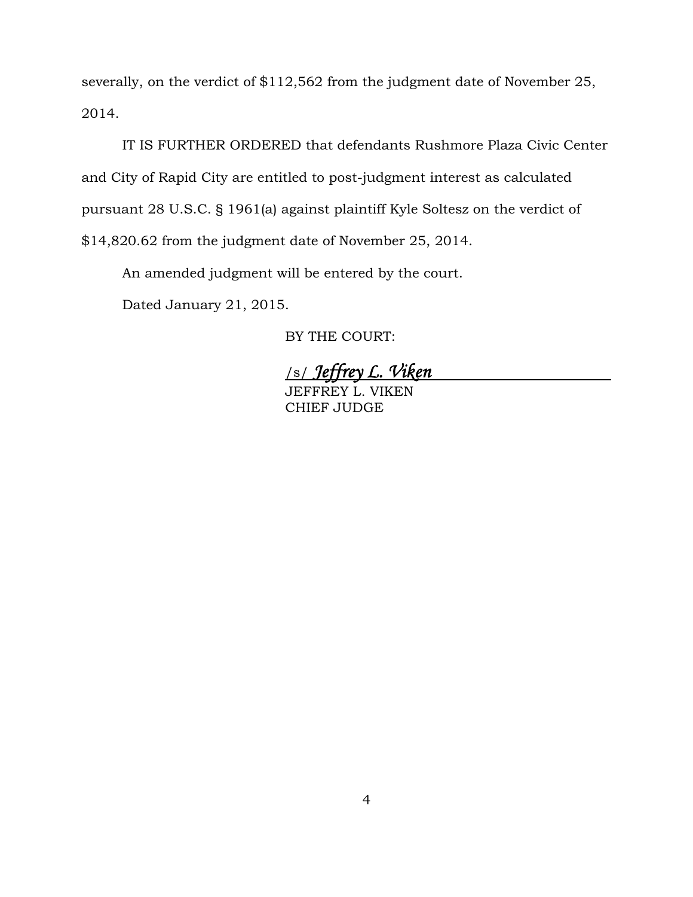severally, on the verdict of $112,562 from the judgment date of November 25, 2014.

IT IS FURTHER ORDERED that defendants Rushmore Plaza Civic Center and City of Rapid City are entitled to post-judgment interest as calculated pursuant 28 U.S.C. § 1961(a) against plaintiff Kyle Soltesz on the verdict of $14,820.62 from the judgment date of November 25, 2014.

An amended judgment will be entered by the court.

Dated January 21, 2015.

BY THE COURT:

/s/ *Jeffrey L. Viken*
JEFFREY L. VIKEN
CHIEF JUDGE